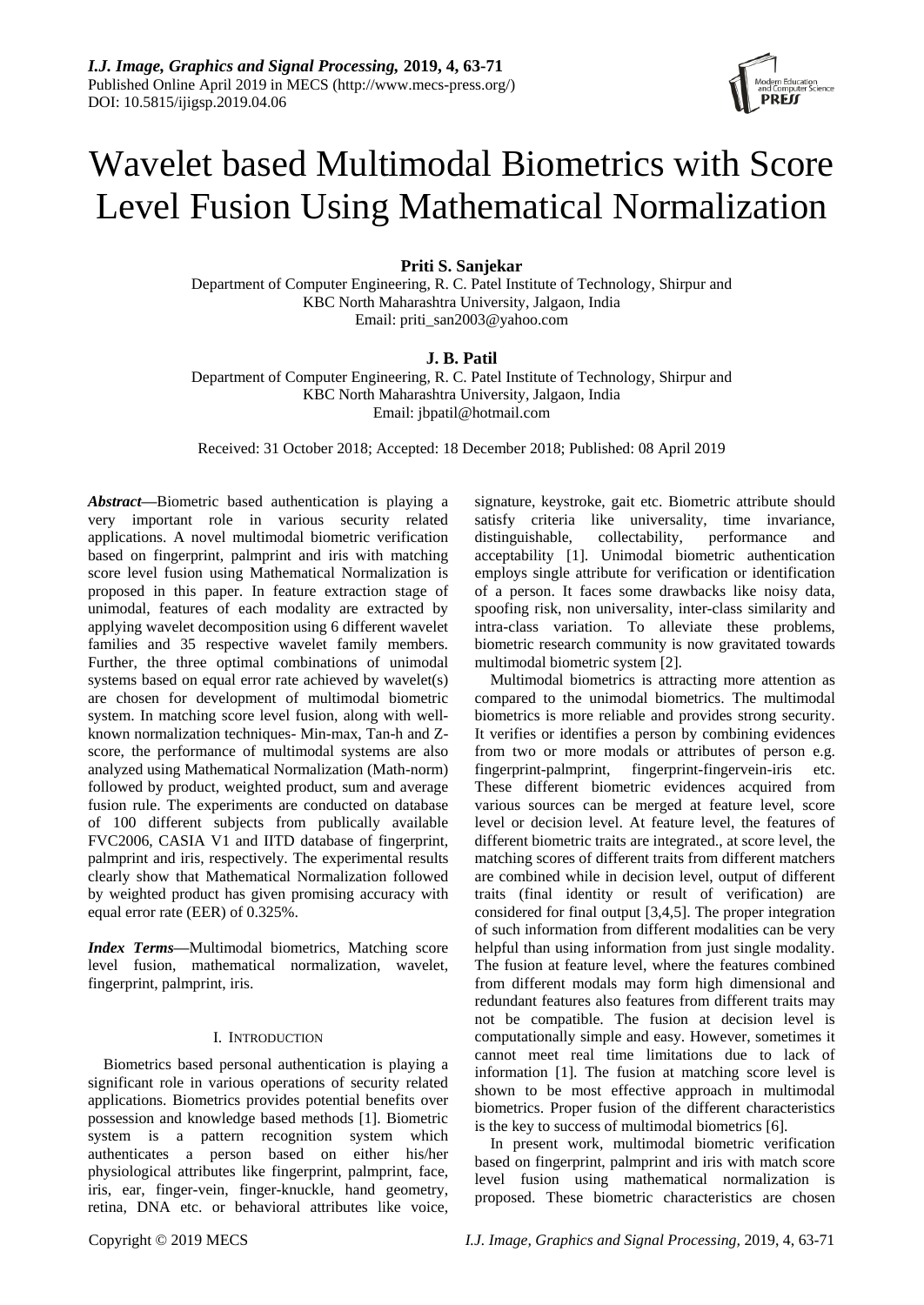# Wavelet based Multimodal Biometrics with Score Level Fusion Using Mathematical Normalization

**Priti S. Sanjekar**

Department of Computer Engineering, R. C. Patel Institute of Technology, Shirpur and KBC North Maharashtra University, Jalgaon, India
Email: priti_san2003@yahoo.com

**J. B. Patil**

Department of Computer Engineering, R. C. Patel Institute of Technology, Shirpur and KBC North Maharashtra University, Jalgaon, India
Email: jbpatil@hotmail.com

Received: 31 October 2018; Accepted: 18 December 2018; Published: 08 April 2019

***Abstract*—**Biometric based authentication is playing a very important role in various security related applications. A novel multimodal biometric verification based on fingerprint, palmprint and iris with matching score level fusion using Mathematical Normalization is proposed in this paper. In feature extraction stage of unimodal, features of each modality are extracted by applying wavelet decomposition using 6 different wavelet families and 35 respective wavelet family members. Further, the three optimal combinations of unimodal systems based on equal error rate achieved by wavelet(s) are chosen for development of multimodal biometric system. In matching score level fusion, along with well-known normalization techniques- Min-max, Tan-h and Z-score, the performance of multimodal systems are also analyzed using Mathematical Normalization (Math-norm) followed by product, weighted product, sum and average fusion rule. The experiments are conducted on database of 100 different subjects from publically available FVC2006, CASIA V1 and IITD database of fingerprint, palmprint and iris, respectively. The experimental results clearly show that Mathematical Normalization followed by weighted product has given promising accuracy with equal error rate (EER) of 0.325%.

***Index Terms*—**Multimodal biometrics, Matching score level fusion, mathematical normalization, wavelet, fingerprint, palmprint, iris.

## I. Introduction

Biometrics based personal authentication is playing a significant role in various operations of security related applications. Biometrics provides potential benefits over possession and knowledge based methods [1]. Biometric system is a pattern recognition system which authenticates a person based on either his/her physiological attributes like fingerprint, palmprint, face, iris, ear, finger-vein, finger-knuckle, hand geometry, retina, DNA etc. or behavioral attributes like voice, signature, keystroke, gait etc. Biometric attribute should satisfy criteria like universality, time invariance, distinguishable, collectability, performance and acceptability [1]. Unimodal biometric authentication employs single attribute for verification or identification of a person. It faces some drawbacks like noisy data, spoofing risk, non universality, inter-class similarity and intra-class variation. To alleviate these problems, biometric research community is now gravitated towards multimodal biometric system [2].

Multimodal biometrics is attracting more attention as compared to the unimodal biometrics. The multimodal biometrics is more reliable and provides strong security. It verifies or identifies a person by combining evidences from two or more modals or attributes of person e.g. fingerprint-palmprint, fingerprint-fingervein-iris etc. These different biometric evidences acquired from various sources can be merged at feature level, score level or decision level. At feature level, the features of different biometric traits are integrated., at score level, the matching scores of different traits from different matchers are combined while in decision level, output of different traits (final identity or result of verification) are considered for final output [3,4,5]. The proper integration of such information from different modalities can be very helpful than using information from just single modality. The fusion at feature level, where the features combined from different modals may form high dimensional and redundant features also features from different traits may not be compatible. The fusion at decision level is computationally simple and easy. However, sometimes it cannot meet real time limitations due to lack of information [1]. The fusion at matching score level is shown to be most effective approach in multimodal biometrics. Proper fusion of the different characteristics is the key to success of multimodal biometrics [6].

In present work, multimodal biometric verification based on fingerprint, palmprint and iris with match score level fusion using mathematical normalization is proposed. These biometric characteristics are chosen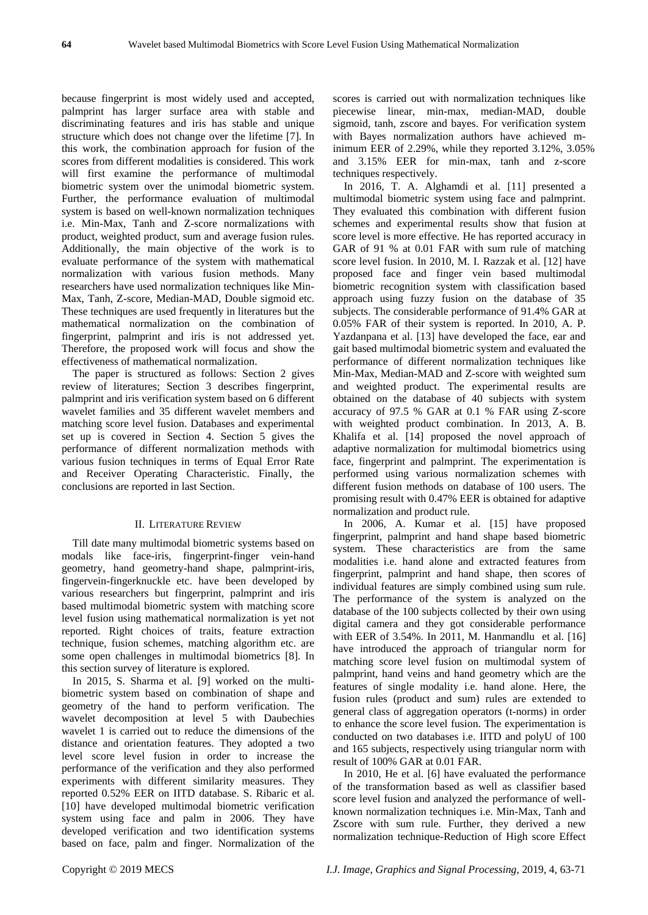because fingerprint is most widely used and accepted, palmprint has larger surface area with stable and discriminating features and iris has stable and unique structure which does not change over the lifetime [7]. In this work, the combination approach for fusion of the scores from different modalities is considered. This work will first examine the performance of multimodal biometric system over the unimodal biometric system. Further, the performance evaluation of multimodal system is based on well-known normalization techniques i.e. Min-Max, Tanh and Z-score normalizations with product, weighted product, sum and average fusion rules. Additionally, the main objective of the work is to evaluate performance of the system with mathematical normalization with various fusion methods. Many researchers have used normalization techniques like Min-Max, Tanh, Z-score, Median-MAD, Double sigmoid etc. These techniques are used frequently in literatures but the mathematical normalization on the combination of fingerprint, palmprint and iris is not addressed yet. Therefore, the proposed work will focus and show the effectiveness of mathematical normalization.

The paper is structured as follows: Section 2 gives review of literatures; Section 3 describes fingerprint, palmprint and iris verification system based on 6 different wavelet families and 35 different wavelet members and matching score level fusion. Databases and experimental set up is covered in Section 4. Section 5 gives the performance of different normalization methods with various fusion techniques in terms of Equal Error Rate and Receiver Operating Characteristic. Finally, the conclusions are reported in last Section.

## II. Literature Review

Till date many multimodal biometric systems based on modals like face-iris, fingerprint-finger vein-hand geometry, hand geometry-hand shape, palmprint-iris, fingervein-fingerknuckle etc. have been developed by various researchers but fingerprint, palmprint and iris based multimodal biometric system with matching score level fusion using mathematical normalization is yet not reported. Right choices of traits, feature extraction technique, fusion schemes, matching algorithm etc. are some open challenges in multimodal biometrics [8]. In this section survey of literature is explored.

In 2015, S. Sharma et al. [9] worked on the multi-biometric system based on combination of shape and geometry of the hand to perform verification. The wavelet decomposition at level 5 with Daubechies wavelet 1 is carried out to reduce the dimensions of the distance and orientation features. They adopted a two level score level fusion in order to increase the performance of the verification and they also performed experiments with different similarity measures. They reported 0.52% EER on IITD database. S. Ribaric et al. [10] have developed multimodal biometric verification system using face and palm in 2006. They have developed verification and two identification systems based on face, palm and finger. Normalization of the scores is carried out with normalization techniques like piecewise linear, min-max, median-MAD, double sigmoid, tanh, zscore and bayes. For verification system with Bayes normalization authors have achieved m-inimum EER of 2.29%, while they reported 3.12%, 3.05% and 3.15% EER for min-max, tanh and z-score techniques respectively.

In 2016, T. A. Alghamdi et al. [11] presented a multimodal biometric system using face and palmprint. They evaluated this combination with different fusion schemes and experimental results show that fusion at score level is more effective. He has reported accuracy in GAR of 91 % at 0.01 FAR with sum rule of matching score level fusion. In 2010, M. I. Razzak et al. [12] have proposed face and finger vein based multimodal biometric recognition system with classification based approach using fuzzy fusion on the database of 35 subjects. The considerable performance of 91.4% GAR at 0.05% FAR of their system is reported. In 2010, A. P. Yazdanpana et al. [13] have developed the face, ear and gait based multimodal biometric system and evaluated the performance of different normalization techniques like Min-Max, Median-MAD and Z-score with weighted sum and weighted product. The experimental results are obtained on the database of 40 subjects with system accuracy of 97.5 % GAR at 0.1 % FAR using Z-score with weighted product combination. In 2013, A. B. Khalifa et al. [14] proposed the novel approach of adaptive normalization for multimodal biometrics using face, fingerprint and palmprint. The experimentation is performed using various normalization schemes with different fusion methods on database of 100 users. The promising result with 0.47% EER is obtained for adaptive normalization and product rule.

In 2006, A. Kumar et al. [15] have proposed fingerprint, palmprint and hand shape based biometric system. These characteristics are from the same modalities i.e. hand alone and extracted features from fingerprint, palmprint and hand shape, then scores of individual features are simply combined using sum rule. The performance of the system is analyzed on the database of the 100 subjects collected by their own using digital camera and they got considerable performance with EER of 3.54%. In 2011, M. Hanmandlu et al. [16] have introduced the approach of triangular norm for matching score level fusion on multimodal system of palmprint, hand veins and hand geometry which are the features of single modality i.e. hand alone. Here, the fusion rules (product and sum) rules are extended to general class of aggregation operators (t-norms) in order to enhance the score level fusion. The experimentation is conducted on two databases i.e. IITD and polyU of 100 and 165 subjects, respectively using triangular norm with result of 100% GAR at 0.01 FAR.

In 2010, He et al. [6] have evaluated the performance of the transformation based as well as classifier based score level fusion and analyzed the performance of well-known normalization techniques i.e. Min-Max, Tanh and Zscore with sum rule. Further, they derived a new normalization technique-Reduction of High score Effect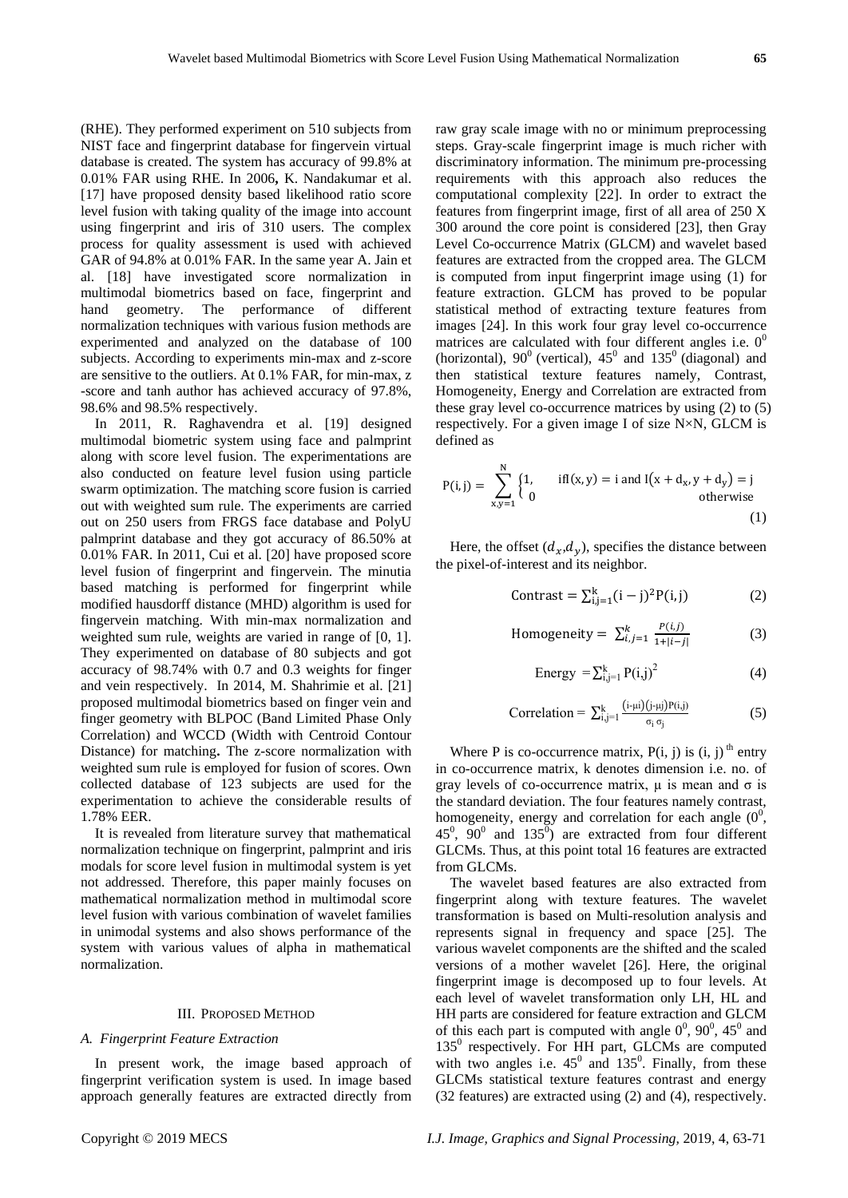(RHE). They performed experiment on 510 subjects from NIST face and fingerprint database for fingervein virtual database is created. The system has accuracy of 99.8% at 0.01% FAR using RHE. In 2006**,** K. Nandakumar et al. [17] have proposed density based likelihood ratio score level fusion with taking quality of the image into account using fingerprint and iris of 310 users. The complex process for quality assessment is used with achieved GAR of 94.8% at 0.01% FAR. In the same year A. Jain et al. [18] have investigated score normalization in multimodal biometrics based on face, fingerprint and hand geometry. The performance of different normalization techniques with various fusion methods are experimented and analyzed on the database of 100 subjects. According to experiments min-max and z-score are sensitive to the outliers. At 0.1% FAR, for min-max, z -score and tanh author has achieved accuracy of 97.8%, 98.6% and 98.5% respectively.

In 2011, R. Raghavendra et al. [19] designed multimodal biometric system using face and palmprint along with score level fusion. The experimentations are also conducted on feature level fusion using particle swarm optimization. The matching score fusion is carried out with weighted sum rule. The experiments are carried out on 250 users from FRGS face database and PolyU palmprint database and they got accuracy of 86.50% at 0.01% FAR. In 2011, Cui et al. [20] have proposed score level fusion of fingerprint and fingervein. The minutia based matching is performed for fingerprint while modified hausdorff distance (MHD) algorithm is used for fingervein matching. With min-max normalization and weighted sum rule, weights are varied in range of [0, 1]. They experimented on database of 80 subjects and got accuracy of 98.74% with 0.7 and 0.3 weights for finger and vein respectively. In 2014, M. Shahrimie et al. [21] proposed multimodal biometrics based on finger vein and finger geometry with BLPOC (Band Limited Phase Only Correlation) and WCCD (Width with Centroid Contour Distance) for matching**.** The z-score normalization with weighted sum rule is employed for fusion of scores. Own collected database of 123 subjects are used for the experimentation to achieve the considerable results of 1.78% EER.

It is revealed from literature survey that mathematical normalization technique on fingerprint, palmprint and iris modals for score level fusion in multimodal system is yet not addressed. Therefore, this paper mainly focuses on mathematical normalization method in multimodal score level fusion with various combination of wavelet families in unimodal systems and also shows performance of the system with various values of alpha in mathematical normalization.

## III. Proposed Method

### *A. Fingerprint Feature Extraction*

In present work, the image based approach of fingerprint verification system is used. In image based approach generally features are extracted directly from raw gray scale image with no or minimum preprocessing steps. Gray-scale fingerprint image is much richer with discriminatory information. The minimum pre-processing requirements with this approach also reduces the computational complexity [22]. In order to extract the features from fingerprint image, first of all area of 250 X 300 around the core point is considered [23], then Gray Level Co-occurrence Matrix (GLCM) and wavelet based features are extracted from the cropped area. The GLCM is computed from input fingerprint image using (1) for feature extraction. GLCM has proved to be popular statistical method of extracting texture features from images [24]. In this work four gray level co-occurrence matrices are calculated with four different angles i.e. $0^0$ (horizontal), $90^0$ (vertical), $45^0$ and $135^0$ (diagonal) and then statistical texture features namely, Contrast, Homogeneity, Energy and Correlation are extracted from these gray level co-occurrence matrices by using (2) to (5) respectively. For a given image I of size N×N, GLCM is defined as

$$P(i,j) = \sum_{x,y=1}^{N} \begin{cases} 1, & \text{if} \; I(x,y) = i \text{ and } I(x+d_x, y+d_y) = j \\ 0 & \text{otherwise} \end{cases} \tag{1}$$

Here, the offset $(d_x, d_y)$, specifies the distance between the pixel-of-interest and its neighbor.

$$\text{Contrast} = \sum_{i,j=1}^{k} (i-j)^2 P(i,j) \tag{2}$$

$$\text{Homogeneity} = \sum_{i,j=1}^{k} \frac{P(i,j)}{1+|i-j|} \tag{3}$$

$$\text{Energy} = \sum_{i,j=1}^{k} P(i,j)^2 \tag{4}$$

$$\text{Correlation} = \sum_{i,j=1}^{k} \frac{(i-\mu i)(j-\mu j)P(i,j)}{\sigma_i \, \sigma_j} \tag{5}$$

Where P is co-occurrence matrix, P(i, j) is $(i, j)^{th}$ entry in co-occurrence matrix, k denotes dimension i.e. no. of gray levels of co-occurrence matrix, μ is mean and σ is the standard deviation. The four features namely contrast, homogeneity, energy and correlation for each angle ($0^0$, $45^0$, $90^0$ and $135^0$) are extracted from four different GLCMs. Thus, at this point total 16 features are extracted from GLCMs.

The wavelet based features are also extracted from fingerprint along with texture features. The wavelet transformation is based on Multi-resolution analysis and represents signal in frequency and space [25]. The various wavelet components are the shifted and the scaled versions of a mother wavelet [26]. Here, the original fingerprint image is decomposed up to four levels. At each level of wavelet transformation only LH, HL and HH parts are considered for feature extraction and GLCM of this each part is computed with angle $0^0$, $90^0$, $45^0$ and $135^0$ respectively. For HH part, GLCMs are computed with two angles i.e. $45^0$ and $135^0$. Finally, from these GLCMs statistical texture features contrast and energy (32 features) are extracted using (2) and (4), respectively.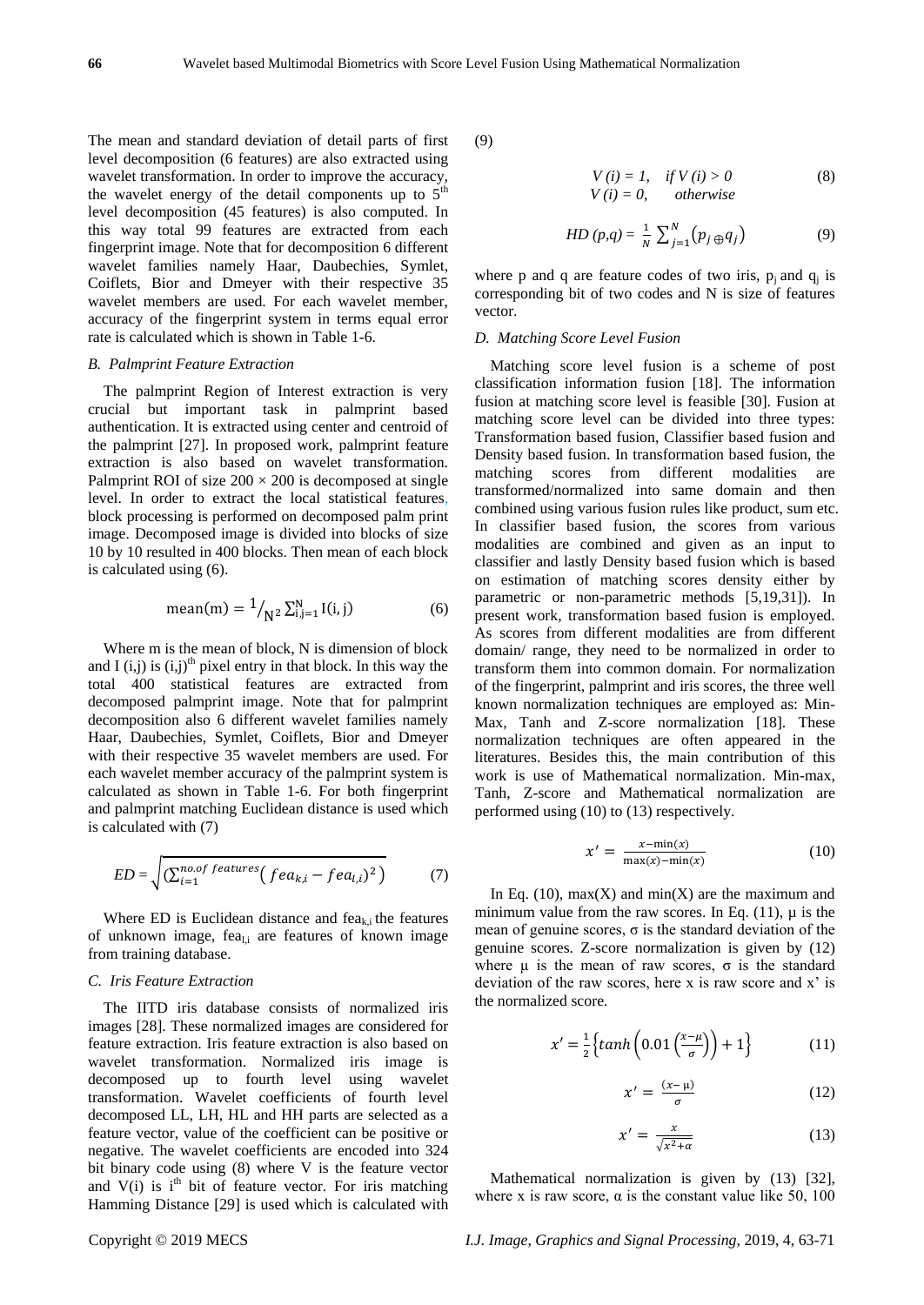The mean and standard deviation of detail parts of first level decomposition (6 features) are also extracted using wavelet transformation. In order to improve the accuracy, the wavelet energy of the detail components up to $5^{th}$ level decomposition (45 features) is also computed. In this way total 99 features are extracted from each fingerprint image. Note that for decomposition 6 different wavelet families namely Haar, Daubechies, Symlet, Coiflets, Bior and Dmeyer with their respective 35 wavelet members are used. For each wavelet member, accuracy of the fingerprint system in terms equal error rate is calculated which is shown in Table 1-6.

### *B. Palmprint Feature Extraction*

The palmprint Region of Interest extraction is very crucial but important task in palmprint based authentication. It is extracted using center and centroid of the palmprint [27]. In proposed work, palmprint feature extraction is also based on wavelet transformation. Palmprint ROI of size 200 × 200 is decomposed at single level. In order to extract the local statistical features, block processing is performed on decomposed palm print image. Decomposed image is divided into blocks of size 10 by 10 resulted in 400 blocks. Then mean of each block is calculated using (6).

$$\mathrm{mean(m)} = {}^{1}\!/_{\mathrm{N}^2} \sum_{\mathrm{i,j=1}}^{\mathrm{N}} \mathrm{I(i,j)} \tag{6}$$

Where m is the mean of block, N is dimension of block and I (i,j) is $(i,j)^{th}$ pixel entry in that block. In this way the total 400 statistical features are extracted from decomposed palmprint image. Note that for palmprint decomposition also 6 different wavelet families namely Haar, Daubechies, Symlet, Coiflets, Bior and Dmeyer with their respective 35 wavelet members are used. For each wavelet member accuracy of the palmprint system is calculated as shown in Table 1-6. For both fingerprint and palmprint matching Euclidean distance is used which is calculated with (7)

$$ED = \sqrt{\left(\sum_{i=1}^{no.of\ features}\left(fea_{k,i} - fea_{l,i}\right)^2\right)} \tag{7}$$

Where ED is Euclidean distance and $fea_{k,i}$ the features of unknown image, $fea_{l,i}$ are features of known image from training database.

### *C. Iris Feature Extraction*

The IITD iris database consists of normalized iris images [28]. These normalized images are considered for feature extraction. Iris feature extraction is also based on wavelet transformation. Normalized iris image is decomposed up to fourth level using wavelet transformation. Wavelet coefficients of fourth level decomposed LL, LH, HL and HH parts are selected as a feature vector, value of the coefficient can be positive or negative. The wavelet coefficients are encoded into 324 bit binary code using (8) where V is the feature vector and V(i) is $i^{th}$ bit of feature vector. For iris matching Hamming Distance [29] is used which is calculated with (9)

$$\begin{aligned} V(i) &= 1, \quad \text{if } V(i) > 0 \\ V(i) &= 0, \quad \text{otherwise} \end{aligned} \tag{8}$$

$$HD(p,q) = \frac{1}{N}\sum_{j=1}^{N}\left(p_j \oplus q_j\right) \tag{9}$$

where p and q are feature codes of two iris, $p_j$ and $q_j$ is corresponding bit of two codes and N is size of features vector.

### *D. Matching Score Level Fusion*

Matching score level fusion is a scheme of post classification information fusion [18]. The information fusion at matching score level is feasible [30]. Fusion at matching score level can be divided into three types: Transformation based fusion, Classifier based fusion and Density based fusion. In transformation based fusion, the matching scores from different modalities are transformed/normalized into same domain and then combined using various fusion rules like product, sum etc. In classifier based fusion, the scores from various modalities are combined and given as an input to classifier and lastly Density based fusion which is based on estimation of matching scores density either by parametric or non-parametric methods [5,19,31]). In present work, transformation based fusion is employed. As scores from different modalities are from different domain/ range, they need to be normalized in order to transform them into common domain. For normalization of the fingerprint, palmprint and iris scores, the three well known normalization techniques are employed as: Min-Max, Tanh and Z-score normalization [18]. These normalization techniques are often appeared in the literatures. Besides this, the main contribution of this work is use of Mathematical normalization. Min-max, Tanh, Z-score and Mathematical normalization are performed using (10) to (13) respectively.

$$x' = \frac{x - \min(x)}{\max(x) - \min(x)} \tag{10}$$

In Eq. (10), max(X) and min(X) are the maximum and minimum value from the raw scores. In Eq. (11), μ is the mean of genuine scores, σ is the standard deviation of the genuine scores. Z-score normalization is given by (12) where μ is the mean of raw scores, σ is the standard deviation of the raw scores, here x is raw score and x' is the normalized score.

$$x' = \frac{1}{2}\left\{tanh\left(0.01\left(\frac{x-\mu}{\sigma}\right)\right) + 1\right\} \tag{11}$$

$$x' = \frac{(x - \mu)}{\sigma} \tag{12}$$

$$x' = \frac{x}{\sqrt{x^2 + \alpha}} \tag{13}$$

Mathematical normalization is given by (13) [32], where x is raw score, α is the constant value like 50, 100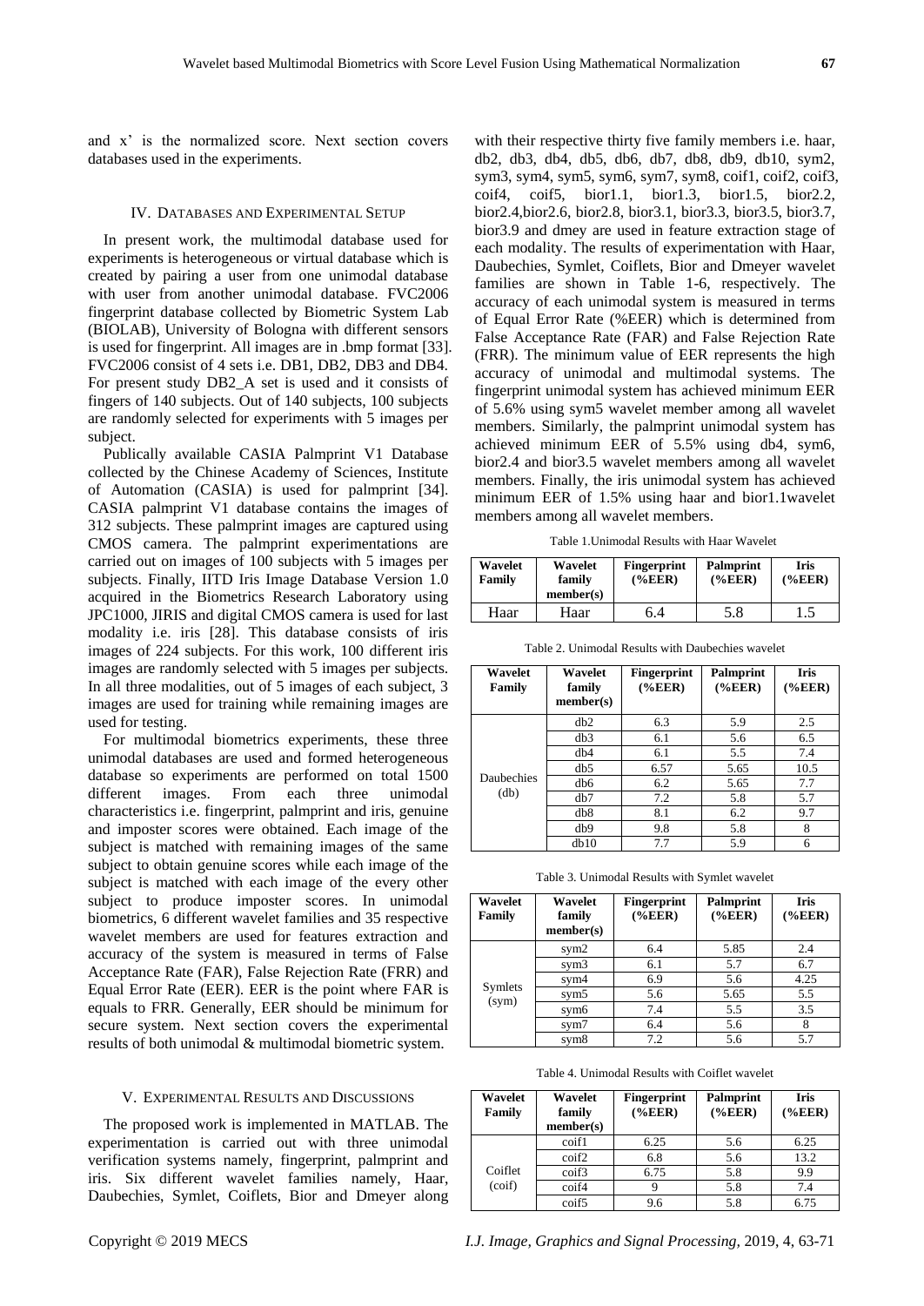and x' is the normalized score. Next section covers databases used in the experiments.

## IV. Databases and Experimental Setup

In present work, the multimodal database used for experiments is heterogeneous or virtual database which is created by pairing a user from one unimodal database with user from another unimodal database. FVC2006 fingerprint database collected by Biometric System Lab (BIOLAB), University of Bologna with different sensors is used for fingerprint. All images are in .bmp format [33]. FVC2006 consist of 4 sets i.e. DB1, DB2, DB3 and DB4. For present study DB2_A set is used and it consists of fingers of 140 subjects. Out of 140 subjects, 100 subjects are randomly selected for experiments with 5 images per subject.

Publically available CASIA Palmprint V1 Database collected by the Chinese Academy of Sciences, Institute of Automation (CASIA) is used for palmprint [34]. CASIA palmprint V1 database contains the images of 312 subjects. These palmprint images are captured using CMOS camera. The palmprint experimentations are carried out on images of 100 subjects with 5 images per subjects. Finally, IITD Iris Image Database Version 1.0 acquired in the Biometrics Research Laboratory using JPC1000, JIRIS and digital CMOS camera is used for last modality i.e. iris [28]. This database consists of iris images of 224 subjects. For this work, 100 different iris images are randomly selected with 5 images per subjects. In all three modalities, out of 5 images of each subject, 3 images are used for training while remaining images are used for testing.

For multimodal biometrics experiments, these three unimodal databases are used and formed heterogeneous database so experiments are performed on total 1500 different images. From each three unimodal characteristics i.e. fingerprint, palmprint and iris, genuine and imposter scores were obtained. Each image of the subject is matched with remaining images of the same subject to obtain genuine scores while each image of the subject is matched with each image of the every other subject to produce imposter scores. In unimodal biometrics, 6 different wavelet families and 35 respective wavelet members are used for features extraction and accuracy of the system is measured in terms of False Acceptance Rate (FAR), False Rejection Rate (FRR) and Equal Error Rate (EER). EER is the point where FAR is equals to FRR. Generally, EER should be minimum for secure system. Next section covers the experimental results of both unimodal & multimodal biometric system.

## V. Experimental Results and Discussions

The proposed work is implemented in MATLAB. The experimentation is carried out with three unimodal verification systems namely, fingerprint, palmprint and iris. Six different wavelet families namely, Haar, Daubechies, Symlet, Coiflets, Bior and Dmeyer along with their respective thirty five family members i.e. haar, db2, db3, db4, db5, db6, db7, db8, db9, db10, sym2, sym3, sym4, sym5, sym6, sym7, sym8, coif1, coif2, coif3, coif4, coif5, bior1.1, bior1.3, bior1.5, bior2.2, bior2.4,bior2.6, bior2.8, bior3.1, bior3.3, bior3.5, bior3.7, bior3.9 and dmey are used in feature extraction stage of each modality. The results of experimentation with Haar, Daubechies, Symlet, Coiflets, Bior and Dmeyer wavelet families are shown in Table 1-6, respectively. The accuracy of each unimodal system is measured in terms of Equal Error Rate (%EER) which is determined from False Acceptance Rate (FAR) and False Rejection Rate (FRR). The minimum value of EER represents the high accuracy of unimodal and multimodal systems. The fingerprint unimodal system has achieved minimum EER of 5.6% using sym5 wavelet member among all wavelet members. Similarly, the palmprint unimodal system has achieved minimum EER of 5.5% using db4, sym6, bior2.4 and bior3.5 wavelet members among all wavelet members. Finally, the iris unimodal system has achieved minimum EER of 1.5% using haar and bior1.1wavelet members among all wavelet members.

Table 1.Unimodal Results with Haar Wavelet

| Wavelet Family | Wavelet family member(s) | Fingerprint (%EER) | Palmprint (%EER) | Iris (%EER) |
|---|---|---|---|---|
| Haar | Haar | 6.4 | 5.8 | 1.5 |

Table 2. Unimodal Results with Daubechies wavelet

| Wavelet Family | Wavelet family member(s) | Fingerprint (%EER) | Palmprint (%EER) | Iris (%EER) |
|---|---|---|---|---|
| Daubechies (db) | db2 | 6.3 | 5.9 | 2.5 |
| | db3 | 6.1 | 5.6 | 6.5 |
| | db4 | 6.1 | 5.5 | 7.4 |
| | db5 | 6.57 | 5.65 | 10.5 |
| | db6 | 6.2 | 5.65 | 7.7 |
| | db7 | 7.2 | 5.8 | 5.7 |
| | db8 | 8.1 | 6.2 | 9.7 |
| | db9 | 9.8 | 5.8 | 8 |
| | db10 | 7.7 | 5.9 | 6 |

Table 3. Unimodal Results with Symlet wavelet

| Wavelet Family | Wavelet family member(s) | Fingerprint (%EER) | Palmprint (%EER) | Iris (%EER) |
|---|---|---|---|---|
| Symlets (sym) | sym2 | 6.4 | 5.85 | 2.4 |
| | sym3 | 6.1 | 5.7 | 6.7 |
| | sym4 | 6.9 | 5.6 | 4.25 |
| | sym5 | 5.6 | 5.65 | 5.5 |
| | sym6 | 7.4 | 5.5 | 3.5 |
| | sym7 | 6.4 | 5.6 | 8 |
| | sym8 | 7.2 | 5.6 | 5.7 |

Table 4. Unimodal Results with Coiflet wavelet

| Wavelet Family | Wavelet family member(s) | Fingerprint (%EER) | Palmprint (%EER) | Iris (%EER) |
|---|---|---|---|---|
| Coiflet (coif) | coif1 | 6.25 | 5.6 | 6.25 |
| | coif2 | 6.8 | 5.6 | 13.2 |
| | coif3 | 6.75 | 5.8 | 9.9 |
| | coif4 | 9 | 5.8 | 7.4 |
| | coif5 | 9.6 | 5.8 | 6.75 |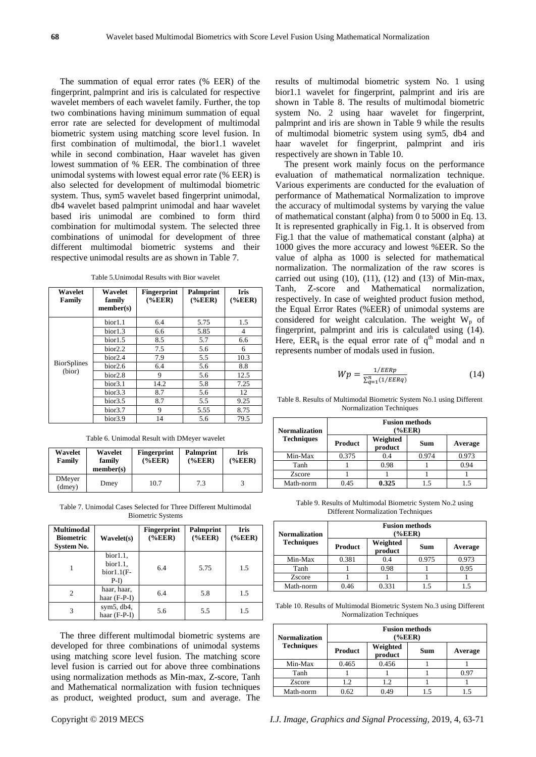The summation of equal error rates (% EER) of the fingerprint, palmprint and iris is calculated for respective wavelet members of each wavelet family. Further, the top two combinations having minimum summation of equal error rate are selected for development of multimodal biometric system using matching score level fusion. In first combination of multimodal, the bior1.1 wavelet while in second combination, Haar wavelet has given lowest summation of % EER. The combination of three unimodal systems with lowest equal error rate (% EER) is also selected for development of multimodal biometric system. Thus, sym5 wavelet based fingerprint unimodal, db4 wavelet based palmprint unimodal and haar wavelet based iris unimodal are combined to form third combination for multimodal system. The selected three combinations of unimodal for development of three different multimodal biometric systems and their respective unimodal results are as shown in Table 7.

Table 5.Unimodal Results with Bior wavelet

| Wavelet Family | Wavelet family member(s) | Fingerprint (%EER) | Palmprint (%EER) | Iris (%EER) |
|---|---|---|---|---|
| BiorSplines (bior) | bior1.1 | 6.4 | 5.75 | 1.5 |
| | bior1.3 | 6.6 | 5.85 | 4 |
| | bior1.5 | 8.5 | 5.7 | 6.6 |
| | bior2.2 | 7.5 | 5.6 | 6 |
| | bior2.4 | 7.9 | 5.5 | 10.3 |
| | bior2.6 | 6.4 | 5.6 | 8.8 |
| | bior2.8 | 9 | 5.6 | 12.5 |
| | bior3.1 | 14.2 | 5.8 | 7.25 |
| | bior3.3 | 8.7 | 5.6 | 12 |
| | bior3.5 | 8.7 | 5.5 | 9.25 |
| | bior3.7 | 9 | 5.55 | 8.75 |
| | bior3.9 | 14 | 5.6 | 79.5 |

Table 6. Unimodal Result with DMeyer wavelet

| Wavelet Family | Wavelet family member(s) | Fingerprint (%EER) | Palmprint (%EER) | Iris (%EER) |
|---|---|---|---|---|
| DMeyer (dmey) | Dmey | 10.7 | 7.3 | 3 |

Table 7. Unimodal Cases Selected for Three Different Multimodal Biometric Systems

| Multimodal Biometric System No. | Wavelet(s) | Fingerprint (%EER) | Palmprint (%EER) | Iris (%EER) |
|---|---|---|---|---|
| 1 | bior1.1, bior1.1, bior1.1(F-P-I) | 6.4 | 5.75 | 1.5 |
| 2 | haar, haar, haar (F-P-I) | 6.4 | 5.8 | 1.5 |
| 3 | sym5, db4, haar (F-P-I) | 5.6 | 5.5 | 1.5 |

The three different multimodal biometric systems are developed for three combinations of unimodal systems using matching score level fusion. The matching score level fusion is carried out for above three combinations using normalization methods as Min-max, Z-score, Tanh and Mathematical normalization with fusion techniques as product, weighted product, sum and average. The results of multimodal biometric system No. 1 using bior1.1 wavelet for fingerprint, palmprint and iris are shown in Table 8. The results of multimodal biometric system No. 2 using haar wavelet for fingerprint, palmprint and iris are shown in Table 9 while the results of multimodal biometric system using sym5, db4 and haar wavelet for fingerprint, palmprint and iris respectively are shown in Table 10.

The present work mainly focus on the performance evaluation of mathematical normalization technique. Various experiments are conducted for the evaluation of performance of Mathematical Normalization to improve the accuracy of multimodal systems by varying the value of mathematical constant (alpha) from 0 to 5000 in Eq. 13. It is represented graphically in Fig.1. It is observed from Fig.1 that the value of mathematical constant (alpha) at 1000 gives the more accuracy and lowest %EER. So the value of alpha as 1000 is selected for mathematical normalization. The normalization of the raw scores is carried out using (10), (11), (12) and (13) of Min-max, Tanh, Z-score and Mathematical normalization, respectively. In case of weighted product fusion method, the Equal Error Rates (%EER) of unimodal systems are considered for weight calculation. The weight $W_p$ of fingerprint, palmprint and iris is calculated using (14). Here, $EER_q$ is the equal error rate of $q^{th}$ modal and n represents number of modals used in fusion.

$$Wp = \frac{1/EERp}{\sum_{q=1}^{n}(1/EERq)} \tag{14}$$

Table 8. Results of Multimodal Biometric System No.1 using Different Normalization Techniques

| Normalization Techniques | Fusion methods (%EER) | | | |
|---|---|---|---|---|
| | Product | Weighted product | Sum | Average |
| Min-Max | 0.375 | 0.4 | 0.974 | 0.973 |
| Tanh | 1 | 0.98 | 1 | 0.94 |
| Zscore | 1 | 1 | 1 | 1 |
| Math-norm | 0.45 | **0.325** | 1.5 | 1.5 |

Table 9. Results of Multimodal Biometric System No.2 using Different Normalization Techniques

| Normalization Techniques | Fusion methods (%EER) | | | |
|---|---|---|---|---|
| | Product | Weighted product | Sum | Average |
| Min-Max | 0.381 | 0.4 | 0.975 | 0.973 |
| Tanh | 1 | 0.98 | 1 | 0.95 |
| Zscore | 1 | 1 | 1 | 1 |
| Math-norm | 0.46 | 0.331 | 1.5 | 1.5 |

Table 10. Results of Multimodal Biometric System No.3 using Different Normalization Techniques

| Normalization Techniques | Fusion methods (%EER) | | | |
|---|---|---|---|---|
| | Product | Weighted product | Sum | Average |
| Min-Max | 0.465 | 0.456 | 1 | 1 |
| Tanh | 1 | 1 | 1 | 0.97 |
| Zscore | 1.2 | 1.2 | 1 | 1 |
| Math-norm | 0.62 | 0.49 | 1.5 | 1.5 |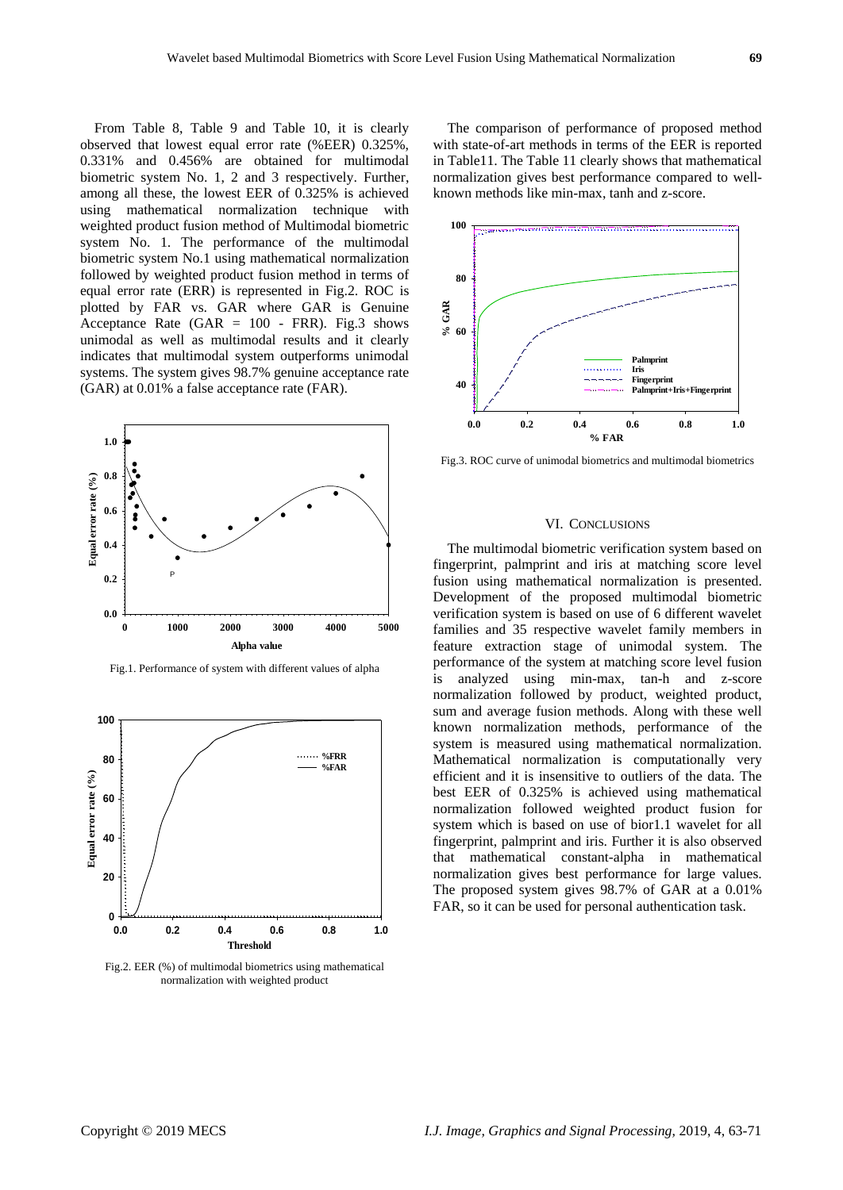From Table 8, Table 9 and Table 10, it is clearly observed that lowest equal error rate (%EER) 0.325%, 0.331% and 0.456% are obtained for multimodal biometric system No. 1, 2 and 3 respectively. Further, among all these, the lowest EER of 0.325% is achieved using mathematical normalization technique with weighted product fusion method of Multimodal biometric system No. 1. The performance of the multimodal biometric system No.1 using mathematical normalization followed by weighted product fusion method in terms of equal error rate (ERR) is represented in Fig.2. ROC is plotted by FAR vs. GAR where GAR is Genuine Acceptance Rate (GAR = 100 - FRR). Fig.3 shows unimodal as well as multimodal results and it clearly indicates that multimodal system outperforms unimodal systems. The system gives 98.7% genuine acceptance rate (GAR) at 0.01% a false acceptance rate (FAR).

Fig.1. Performance of system with different values of alpha

Fig.2. EER (%) of multimodal biometrics using mathematical normalization with weighted product

The comparison of performance of proposed method with state-of-art methods in terms of the EER is reported in Table11. The Table 11 clearly shows that mathematical normalization gives best performance compared to well-known methods like min-max, tanh and z-score.

Fig.3. ROC curve of unimodal biometrics and multimodal biometrics

## VI. Conclusions

The multimodal biometric verification system based on fingerprint, palmprint and iris at matching score level fusion using mathematical normalization is presented. Development of the proposed multimodal biometric verification system is based on use of 6 different wavelet families and 35 respective wavelet family members in feature extraction stage of unimodal system. The performance of the system at matching score level fusion is analyzed using min-max, tan-h and z-score normalization followed by product, weighted product, sum and average fusion methods. Along with these well known normalization methods, performance of the system is measured using mathematical normalization. Mathematical normalization is computationally very efficient and it is insensitive to outliers of the data. The best EER of 0.325% is achieved using mathematical normalization followed weighted product fusion for system which is based on use of bior1.1 wavelet for all fingerprint, palmprint and iris. Further it is also observed that mathematical constant-alpha in mathematical normalization gives best performance for large values. The proposed system gives 98.7% of GAR at a 0.01% FAR, so it can be used for personal authentication task.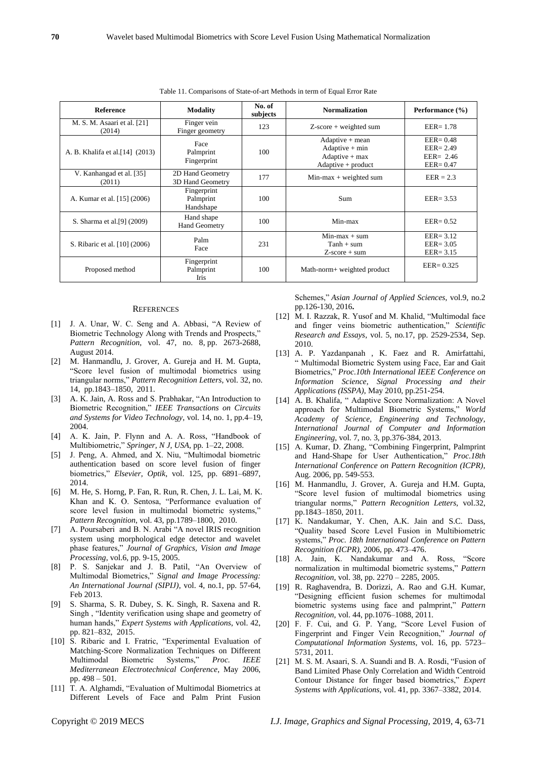Table 11. Comparisons of State-of-art Methods in term of Equal Error Rate

| Reference | Modality | No. of subjects | Normalization | Performance (%) |
|---|---|---|---|---|
| M. S. M. Asaari et al. [21] (2014) | Finger vein<br>Finger geometry | 123 | Z-score + weighted sum | EER= 1.78 |
| A. B. Khalifa et al.[14] (2013) | Face<br>Palmprint<br>Fingerprint | 100 | Adaptive + mean<br>Adaptive + min<br>Adaptive + max<br>Adaptive + product | EER= 0.48<br>EER= 2.49<br>EER= 2.46<br>EER= 0.47 |
| V. Kanhangad et al. [35] (2011) | 2D Hand Geometry<br>3D Hand Geometry | 177 | Min-max + weighted sum | EER = 2.3 |
| A. Kumar et al. [15] (2006) | Fingerprint<br>Palmprint<br>Handshape | 100 | Sum | EER= 3.53 |
| S. Sharma et al.[9] (2009) | Hand shape<br>Hand Geometry | 100 | Min-max | EER= 0.52 |
| S. Ribaric et al. [10] (2006) | Palm<br>Face | 231 | Min-max + sum<br>Tanh + sum<br>Z-score + sum | EER= 3.12<br>EER= 3.05<br>EER= 3.15 |
| Proposed method | Fingerprint<br>Palmprint<br>Iris | 100 | Math-norm+ weighted product | EER= 0.325 |

## REFERENCES

[1] J. A. Unar, W. C. Seng and A. Abbasi, "A Review of Biometric Technology Along with Trends and Prospects," *Pattern Recognition*, vol. 47, no. 8, pp. 2673-2688, August 2014.

[2] M. Hanmandlu, J. Grover, A. Gureja and H. M. Gupta, "Score level fusion of multimodal biometrics using triangular norms," *Pattern Recognition Letters*, vol. 32, no. 14, pp.1843–1850, 2011.

[3] A. K. Jain, A. Ross and S. Prabhakar, "An Introduction to Biometric Recognition," *IEEE Transactions on Circuits and Systems for Video Technology*, vol. 14, no. 1, pp.4–19, 2004.

[4] A. K. Jain, P. Flynn and A. A. Ross, "Handbook of Multibiometric," *Springer, N J, USA*, pp. 1–22, 2008.

[5] J. Peng, A. Ahmed, and X. Niu, "Multimodal biometric authentication based on score level fusion of finger biometrics," *Elsevier, Optik*, vol. 125, pp. 6891–6897, 2014.

[6] M. He, S. Horng, P. Fan, R. Run, R. Chen, J. L. Lai, M. K. Khan and K. O. Sentosa, "Performance evaluation of score level fusion in multimodal biometric systems," *Pattern Recognition*, vol. 43, pp.1789–1800, 2010.

[7] A. Poursaberi and B. N. Arabi "A novel IRIS recognition system using morphological edge detector and wavelet phase features," *Journal of Graphics, Vision and Image Processing*, vol.6, pp. 9-15, 2005.

[8] P. S. Sanjekar and J. B. Patil, "An Overview of Multimodal Biometrics," *Signal and Image Processing: An International Journal (SIPIJ)*, vol. 4, no.1, pp. 57-64, Feb 2013.

[9] S. Sharma, S. R. Dubey, S. K. Singh, R. Saxena and R. Singh , "Identity verification using shape and geometry of human hands," *Expert Systems with Applications*, vol. 42, pp. 821–832, 2015.

[10] S. Ribaric and I. Fratric, "Experimental Evaluation of Matching-Score Normalization Techniques on Different Multimodal Biometric Systems," *Proc. IEEE Mediterranean Electrotechnical Conference*, May 2006, pp. 498 – 501.

[11] T. A. Alghamdi, "Evaluation of Multimodal Biometrics at Different Levels of Face and Palm Print Fusion Schemes," *Asian Journal of Applied Sciences*, vol.9, no.2 pp.126-130, 2016**.**

[12] M. I. Razzak, R. Yusof and M. Khalid, "Multimodal face and finger veins biometric authentication," *Scientific Research and Essays*, vol. 5, no.17, pp. 2529-2534, Sep. 2010.

[13] A. P. Yazdanpanah , K. Faez and R. Amirfattahi, " Multimodal Biometric System using Face, Ear and Gait Biometrics," *Proc.10th International IEEE Conference on Information Science, Signal Processing and their Applications (ISSPA)*, May 2010, pp.251-254.

[14] A. B. Khalifa, " Adaptive Score Normalization: A Novel approach for Multimodal Biometric Systems," *World Academy of Science, Engineering and Technology, International Journal of Computer and Information Engineering*, vol. 7, no. 3, pp.376-384, 2013.

[15] A. Kumar, D. Zhang, "Combining Fingerprint, Palmprint and Hand-Shape for User Authentication," *Proc.18th International Conference on Pattern Recognition (ICPR)*, Aug. 2006, pp. 549-553.

[16] M. Hanmandlu, J. Grover, A. Gureja and H.M. Gupta, "Score level fusion of multimodal biometrics using triangular norms," *Pattern Recognition Letters*, vol.32, pp.1843–1850, 2011.

[17] K. Nandakumar, Y. Chen, A.K. Jain and S.C. Dass, "Quality based Score Level Fusion in Multibiometric systems," *Proc. 18th International Conference on Pattern Recognition (ICPR)*, 2006, pp. 473–476.

[18] A. Jain, K. Nandakumar and A. Ross, "Score normalization in multimodal biometric systems," *Pattern Recognition*, vol. 38, pp. 2270 – 2285, 2005.

[19] R. Raghavendra, B. Dorizzi, A. Rao and G.H. Kumar, "Designing efficient fusion schemes for multimodal biometric systems using face and palmprint," *Pattern Recognition*, vol. 44, pp.1076–1088, 2011.

[20] F. F. Cui, and G. P. Yang, "Score Level Fusion of Fingerprint and Finger Vein Recognition," *Journal of Computational Information Systems*, vol. 16, pp. 5723–5731, 2011.

[21] M. S. M. Asaari, S. A. Suandi and B. A. Rosdi, "Fusion of Band Limited Phase Only Correlation and Width Centroid Contour Distance for finger based biometrics," *Expert Systems with Applications*, vol. 41, pp. 3367–3382, 2014.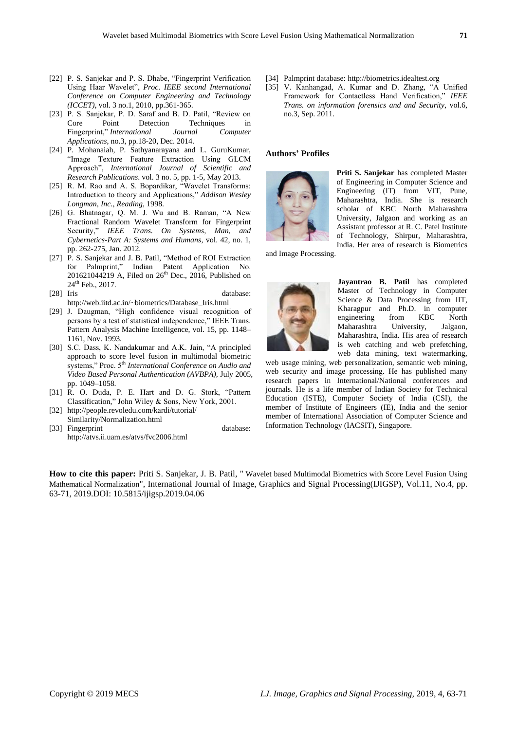[22] P. S. Sanjekar and P. S. Dhabe, "Fingerprint Verification Using Haar Wavelet", *Proc. IEEE second International Conference on Computer Engineering and Technology (ICCET)*, vol. 3 no.1, 2010, pp.361-365.

[23] P. S. Sanjekar, P. D. Saraf and B. D. Patil, "Review on Core Point Detection Techniques in Fingerprint," *International Journal Computer Applications*, no.3, pp.18-20, Dec. 2014.

[24] P. Mohanaiah, P. Sathyanarayana and L. GuruKumar, "Image Texture Feature Extraction Using GLCM Approach", *International Journal of Scientific and Research Publications*. vol. 3 no. 5, pp. 1-5, May 2013.

[25] R. M. Rao and A. S. Bopardikar, "Wavelet Transforms: Introduction to theory and Applications," *Addison Wesley Longman, Inc., Reading*, 1998.

[26] G. Bhatnagar, Q. M. J. Wu and B. Raman, "A New Fractional Random Wavelet Transform for Fingerprint Security," *IEEE Trans. On Systems, Man, and Cybernetics-Part A: Systems and Humans*, vol. 42, no. 1, pp. 262-275, Jan. 2012.

[27] P. S. Sanjekar and J. B. Patil, "Method of ROI Extraction for Palmprint," Indian Patent Application No. 201621044219 A, Filed on 26th Dec., 2016, Published on 24th Feb., 2017.

[28] Iris database: http://web.iitd.ac.in/~biometrics/Database_Iris.html

[29] J. Daugman, "High confidence visual recognition of persons by a test of statistical independence," IEEE Trans. Pattern Analysis Machine Intelligence, vol. 15, pp. 1148–1161, Nov. 1993.

[30] S.C. Dass, K. Nandakumar and A.K. Jain, "A principled approach to score level fusion in multimodal biometric systems," Proc. 5th *International Conference on Audio and Video Based Personal Authentication (AVBPA)*, July 2005, pp. 1049–1058.

[31] R. O. Duda, P. E. Hart and D. G. Stork, "Pattern Classification," John Wiley & Sons, New York, 2001.

[32] http://people.revoledu.com/kardi/tutorial/Similarity/Normalization.html

[33] Fingerprint database: http://atvs.ii.uam.es/atvs/fvc2006.html

[34] Palmprint database: http://biometrics.idealtest.org

[35] V. Kanhangad, A. Kumar and D. Zhang, "A Unified Framework for Contactless Hand Verification," *IEEE Trans. on information forensics and and Security*, vol.6, no.3, Sep. 2011.

## Authors' Profiles

**Priti S. Sanjekar** has completed Master of Engineering in Computer Science and Engineering (IT) from VIT, Pune, Maharashtra, India. She is research scholar of KBC North Maharashtra University, Jalgaon and working as an Assistant professor at R. C. Patel Institute of Technology, Shirpur, Maharashtra, India. Her area of research is Biometrics and Image Processing.

**Jayantrao B. Patil** has completed Master of Technology in Computer Science & Data Processing from IIT, Kharagpur and Ph.D. in computer engineering from KBC North Maharashtra University, Jalgaon, Maharashtra, India. His area of research is web catching and web prefetching, web data mining, text watermarking, web usage mining, web personalization, semantic web mining, web security and image processing. He has published many research papers in International/National conferences and journals. He is a life member of Indian Society for Technical Education (ISTE), Computer Society of India (CSI), the member of Institute of Engineers (IE), India and the senior member of International Association of Computer Science and Information Technology (IACSIT), Singapore.

**How to cite this paper:** Priti S. Sanjekar, J. B. Patil, " Wavelet based Multimodal Biometrics with Score Level Fusion Using Mathematical Normalization", International Journal of Image, Graphics and Signal Processing(IJIGSP), Vol.11, No.4, pp. 63-71, 2019.DOI: 10.5815/ijigsp.2019.04.06